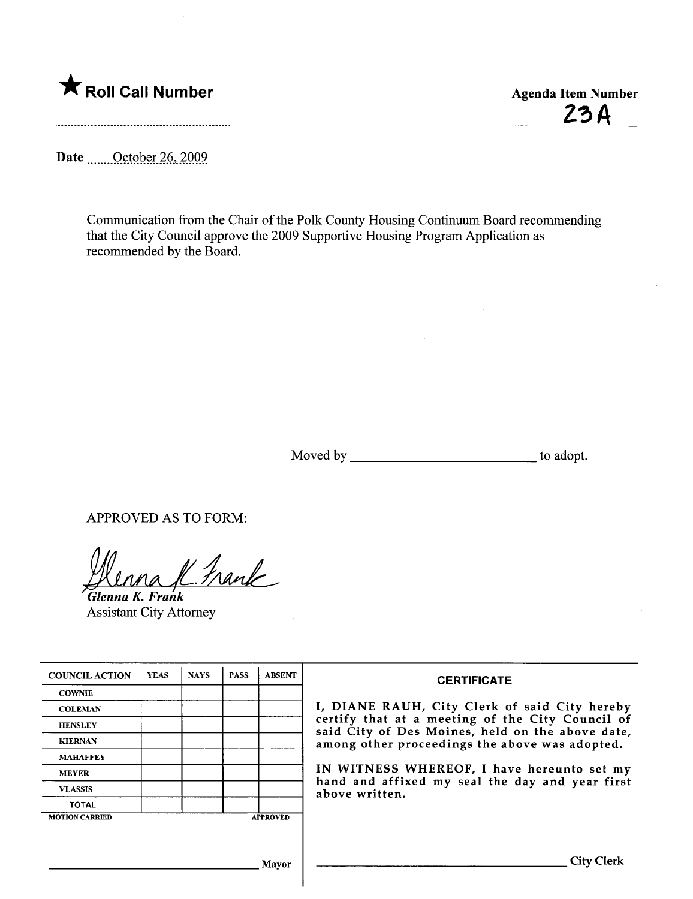★ **Roll Call Number**

**Agenda Item Number**
**23A**

**Date** October 26, 2009

Communication from the Chair of the Polk County Housing Continuum Board recommending that the City Council approve the 2009 Supportive Housing Program Application as recommended by the Board.

Moved by ______________________ to adopt.

APPROVED AS TO FORM:

*Glenna K. Frank*
Assistant City Attorney

| COUNCIL ACTION | YEAS | NAYS | PASS | ABSENT |
|---|---|---|---|---|
| COWNIE | | | | |
| COLEMAN | | | | |
| HENSLEY | | | | |
| KIERNAN | | | | |
| MAHAFFEY | | | | |
| MEYER | | | | |
| VLASSIS | | | | |
| TOTAL | | | | |

MOTION CARRIED APPROVED

______________________ Mayor

**CERTIFICATE**

I, DIANE RAUH, City Clerk of said City hereby certify that at a meeting of the City Council of said City of Des Moines, held on the above date, among other proceedings the above was adopted.

IN WITNESS WHEREOF, I have hereunto set my hand and affixed my seal the day and year first above written.

______________________ City Clerk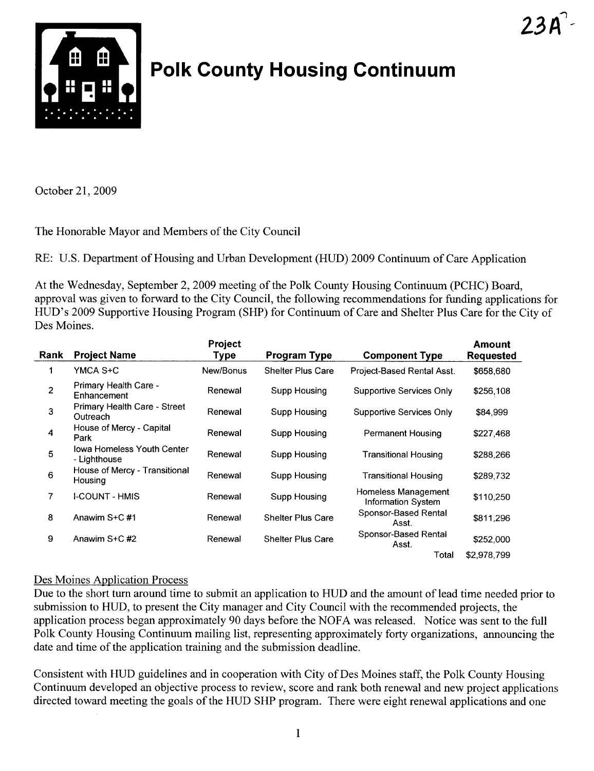23A

# Polk County Housing Continuum

October 21, 2009

The Honorable Mayor and Members of the City Council

RE: U.S. Department of Housing and Urban Development (HUD) 2009 Continuum of Care Application

At the Wednesday, September 2, 2009 meeting of the Polk County Housing Continuum (PCHC) Board, approval was given to forward to the City Council, the following recommendations for funding applications for HUD's 2009 Supportive Housing Program (SHP) for Continuum of Care and Shelter Plus Care for the City of Des Moines.

| Rank | Project Name | Project Type | Program Type | Component Type | Amount Requested |
|---|---|---|---|---|---|
| 1 | YMCA S+C | New/Bonus | Shelter Plus Care | Project-Based Rental Asst. | $658,680 |
| 2 | Primary Health Care - Enhancement | Renewal | Supp Housing | Supportive Services Only | $256,108 |
| 3 | Primary Health Care - Street Outreach | Renewal | Supp Housing | Supportive Services Only | $84,999 |
| 4 | House of Mercy - Capital Park | Renewal | Supp Housing | Permanent Housing | $227,468 |
| 5 | Iowa Homeless Youth Center - Lighthouse | Renewal | Supp Housing | Transitional Housing | $288,266 |
| 6 | House of Mercy - Transitional Housing | Renewal | Supp Housing | Transitional Housing | $289,732 |
| 7 | I-COUNT - HMIS | Renewal | Supp Housing | Homeless Management Information System | $110,250 |
| 8 | Anawim S+C #1 | Renewal | Shelter Plus Care | Sponsor-Based Rental Asst. | $811,296 |
| 9 | Anawim S+C #2 | Renewal | Shelter Plus Care | Sponsor-Based Rental Asst. | $252,000 |
| | | | | Total | $2,978,799 |

Des Moines Application Process

Due to the short turn around time to submit an application to HUD and the amount of lead time needed prior to submission to HUD, to present the City manager and City Council with the recommended projects, the application process began approximately 90 days before the NOFA was released. Notice was sent to the full Polk County Housing Continuum mailing list, representing approximately forty organizations, announcing the date and time of the application training and the submission deadline.

Consistent with HUD guidelines and in cooperation with City of Des Moines staff, the Polk County Housing Continuum developed an objective process to review, score and rank both renewal and new project applications directed toward meeting the goals of the HUD SHP program. There were eight renewal applications and one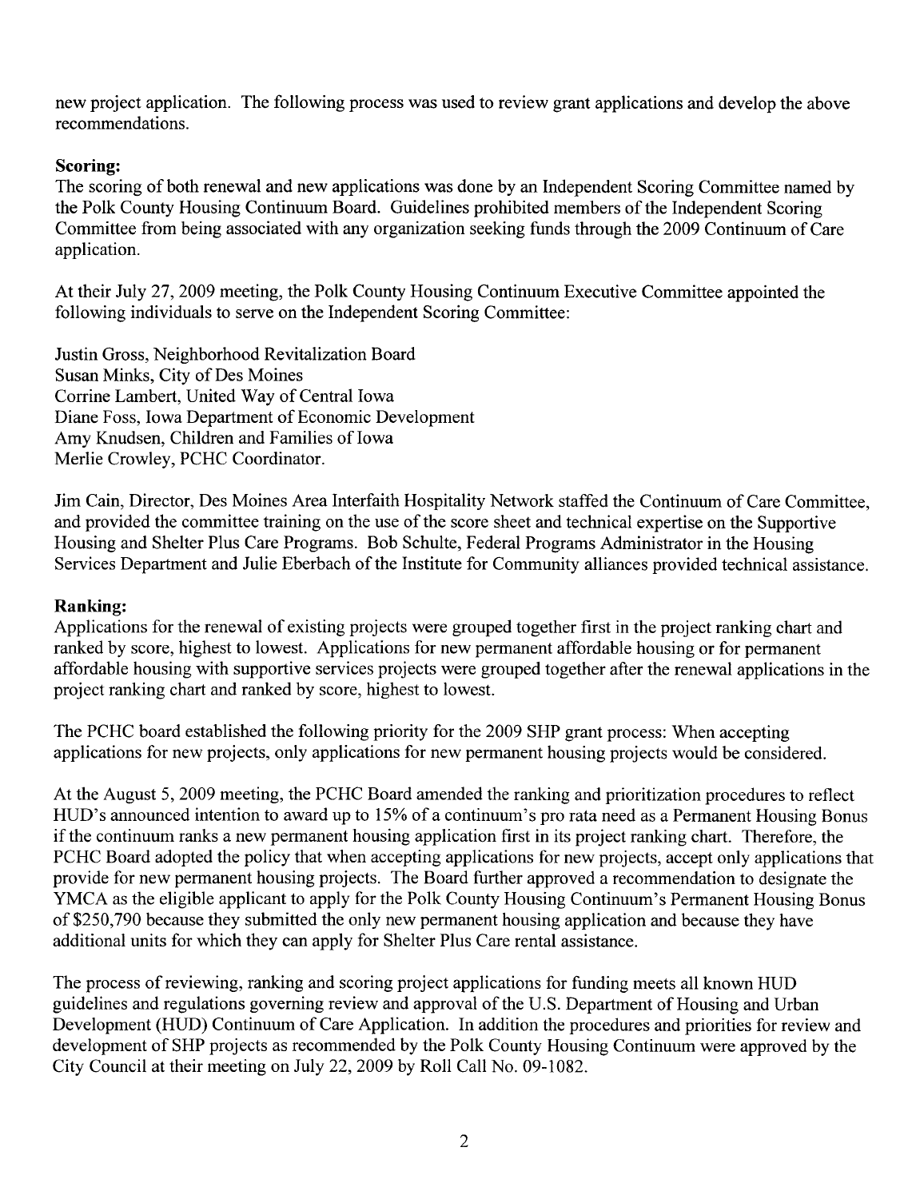new project application. The following process was used to review grant applications and develop the above recommendations.

**Scoring:**
The scoring of both renewal and new applications was done by an Independent Scoring Committee named by the Polk County Housing Continuum Board. Guidelines prohibited members of the Independent Scoring Committee from being associated with any organization seeking funds through the 2009 Continuum of Care application.

At their July 27, 2009 meeting, the Polk County Housing Continuum Executive Committee appointed the following individuals to serve on the Independent Scoring Committee:

Justin Gross, Neighborhood Revitalization Board
Susan Minks, City of Des Moines
Corrine Lambert, United Way of Central Iowa
Diane Foss, Iowa Department of Economic Development
Amy Knudsen, Children and Families of Iowa
Merlie Crowley, PCHC Coordinator.

Jim Cain, Director, Des Moines Area Interfaith Hospitality Network staffed the Continuum of Care Committee, and provided the committee training on the use of the score sheet and technical expertise on the Supportive Housing and Shelter Plus Care Programs. Bob Schulte, Federal Programs Administrator in the Housing Services Department and Julie Eberbach of the Institute for Community alliances provided technical assistance.

**Ranking:**
Applications for the renewal of existing projects were grouped together first in the project ranking chart and ranked by score, highest to lowest. Applications for new permanent affordable housing or for permanent affordable housing with supportive services projects were grouped together after the renewal applications in the project ranking chart and ranked by score, highest to lowest.

The PCHC board established the following priority for the 2009 SHP grant process: When accepting applications for new projects, only applications for new permanent housing projects would be considered.

At the August 5, 2009 meeting, the PCHC Board amended the ranking and prioritization procedures to reflect HUD's announced intention to award up to 15% of a continuum's pro rata need as a Permanent Housing Bonus if the continuum ranks a new permanent housing application first in its project ranking chart. Therefore, the PCHC Board adopted the policy that when accepting applications for new projects, accept only applications that provide for new permanent housing projects. The Board further approved a recommendation to designate the YMCA as the eligible applicant to apply for the Polk County Housing Continuum's Permanent Housing Bonus of $250,790 because they submitted the only new permanent housing application and because they have additional units for which they can apply for Shelter Plus Care rental assistance.

The process of reviewing, ranking and scoring project applications for funding meets all known HUD guidelines and regulations governing review and approval of the U.S. Department of Housing and Urban Development (HUD) Continuum of Care Application. In addition the procedures and priorities for review and development of SHP projects as recommended by the Polk County Housing Continuum were approved by the City Council at their meeting on July 22, 2009 by Roll Call No. 09-1082.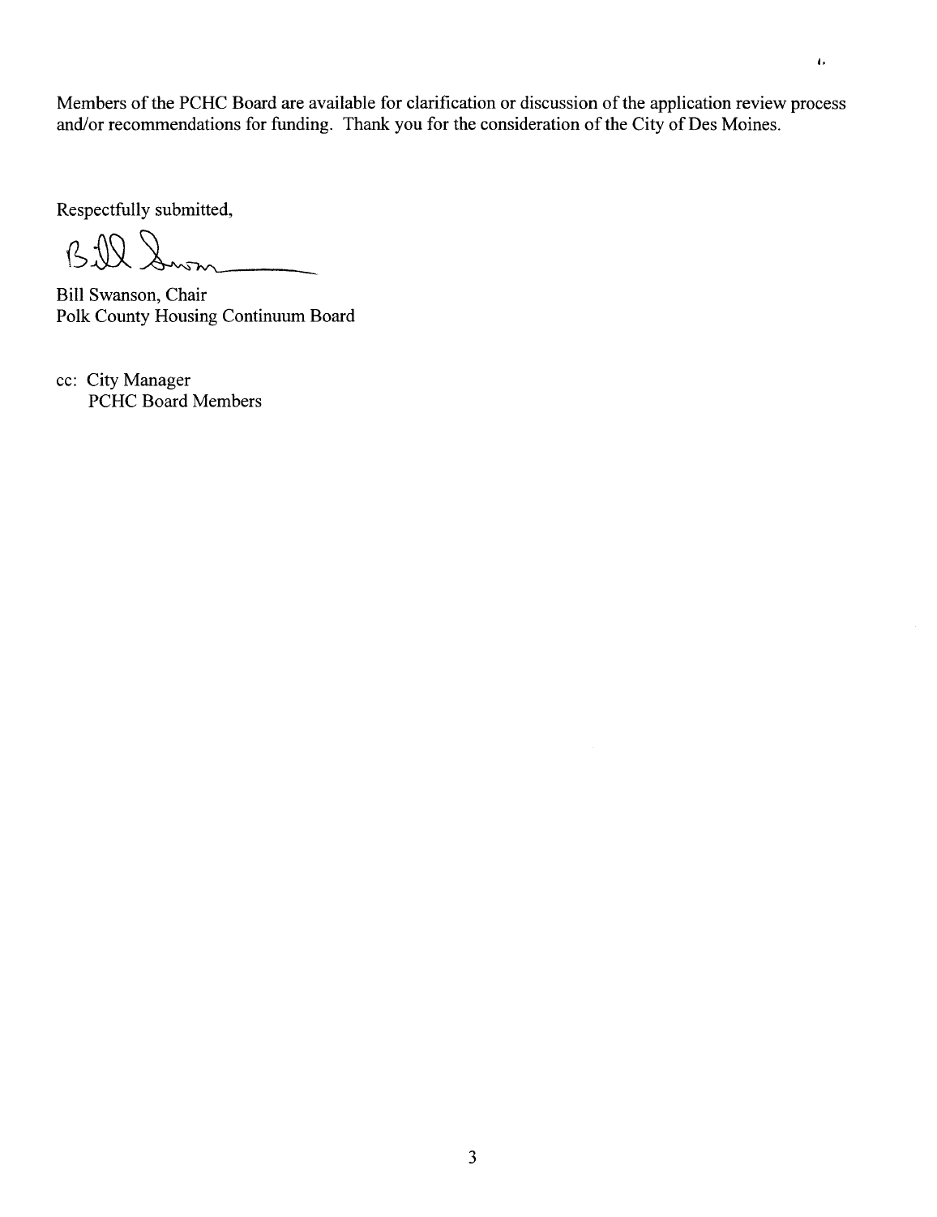Members of the PCHC Board are available for clarification or discussion of the application review process and/or recommendations for funding. Thank you for the consideration of the City of Des Moines.

Respectfully submitted,

Bill Swanson, Chair
Polk County Housing Continuum Board

cc: City Manager
PCHC Board Members